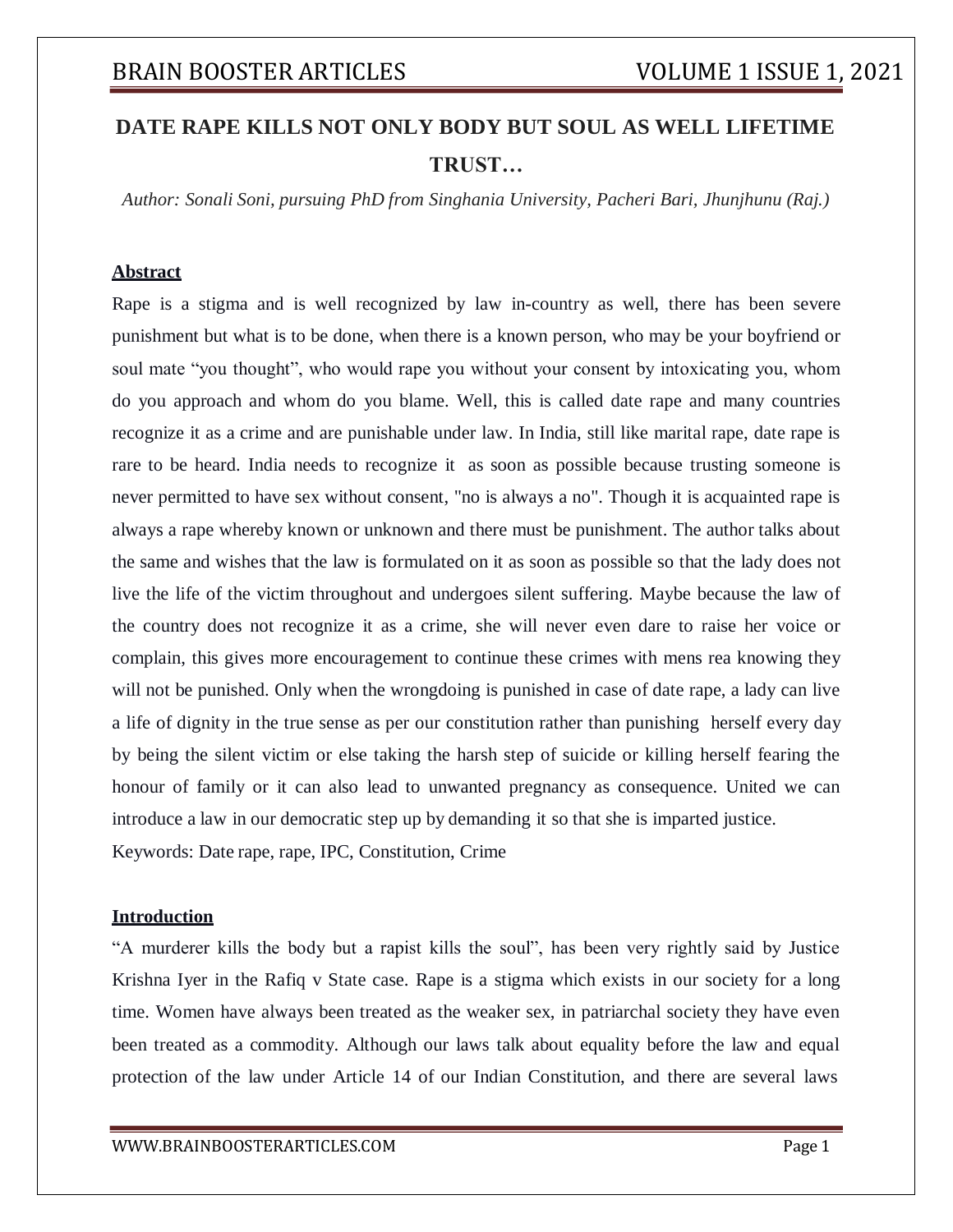# DATE RAPE KILLS NOT ONLY BODY BUT SOUL AS WELL LIFETIME TRUST…

*Author: Sonali Soni, pursuing PhD from Singhania University, Pacheri Bari, Jhunjhunu (Raj.)*

## Abstract

Rape is a stigma and is well recognized by law in-country as well, there has been severe punishment but what is to be done, when there is a known person, who may be your boyfriend or soul mate "you thought", who would rape you without your consent by intoxicating you, whom do you approach and whom do you blame. Well, this is called date rape and many countries recognize it as a crime and are punishable under law. In India, still like marital rape, date rape is rare to be heard. India needs to recognize it as soon as possible because trusting someone is never permitted to have sex without consent, "no is always a no". Though it is acquainted rape is always a rape whereby known or unknown and there must be punishment. The author talks about the same and wishes that the law is formulated on it as soon as possible so that the lady does not live the life of the victim throughout and undergoes silent suffering. Maybe because the law of the country does not recognize it as a crime, she will never even dare to raise her voice or complain, this gives more encouragement to continue these crimes with mens rea knowing they will not be punished. Only when the wrongdoing is punished in case of date rape, a lady can live a life of dignity in the true sense as per our constitution rather than punishing herself every day by being the silent victim or else taking the harsh step of suicide or killing herself fearing the honour of family or it can also lead to unwanted pregnancy as consequence. United we can introduce a law in our democratic step up by demanding it so that she is imparted justice.

Keywords: Date rape, rape, IPC, Constitution, Crime

## Introduction

"A murderer kills the body but a rapist kills the soul", has been very rightly said by Justice Krishna Iyer in the Rafiq v State case. Rape is a stigma which exists in our society for a long time. Women have always been treated as the weaker sex, in patriarchal society they have even been treated as a commodity. Although our laws talk about equality before the law and equal protection of the law under Article 14 of our Indian Constitution, and there are several laws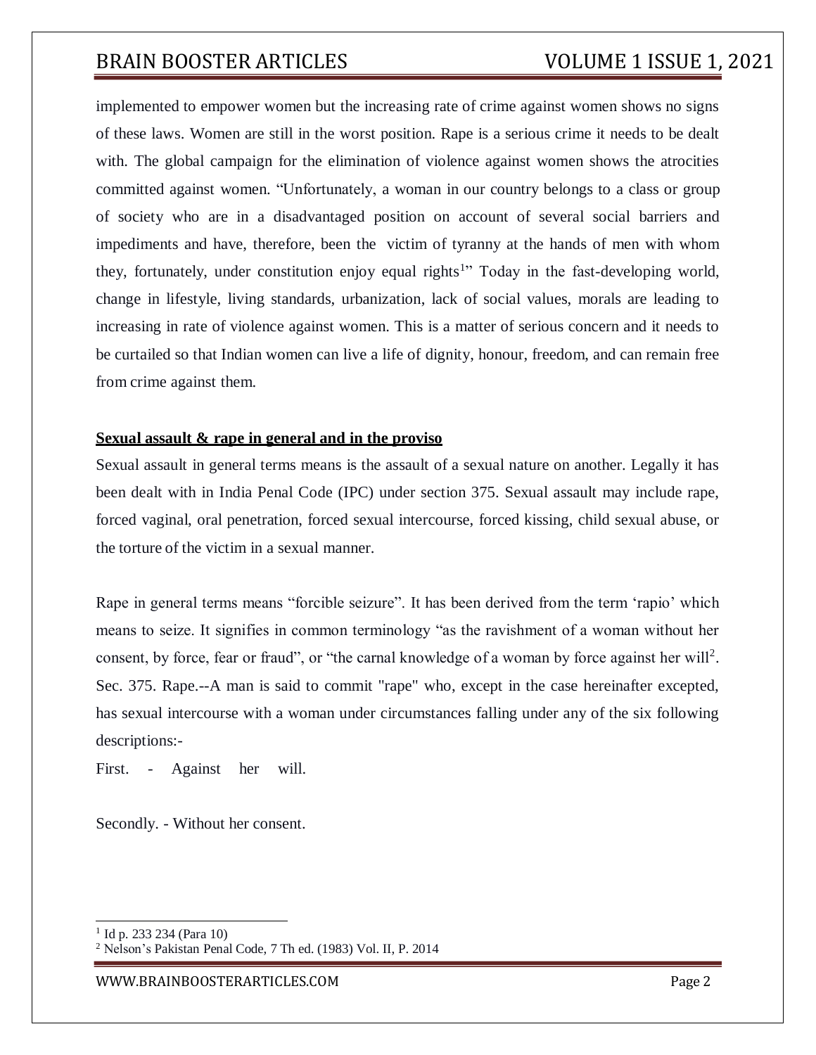implemented to empower women but the increasing rate of crime against women shows no signs of these laws. Women are still in the worst position. Rape is a serious crime it needs to be dealt with. The global campaign for the elimination of violence against women shows the atrocities committed against women. "Unfortunately, a woman in our country belongs to a class or group of society who are in a disadvantaged position on account of several social barriers and impediments and have, therefore, been the victim of tyranny at the hands of men with whom they, fortunately, under constitution enjoy equal rights[1]" Today in the fast-developing world, change in lifestyle, living standards, urbanization, lack of social values, morals are leading to increasing in rate of violence against women. This is a matter of serious concern and it needs to be curtailed so that Indian women can live a life of dignity, honour, freedom, and can remain free from crime against them.

**Sexual assault & rape in general and in the proviso**

Sexual assault in general terms means is the assault of a sexual nature on another. Legally it has been dealt with in India Penal Code (IPC) under section 375. Sexual assault may include rape, forced vaginal, oral penetration, forced sexual intercourse, forced kissing, child sexual abuse, or the torture of the victim in a sexual manner.

Rape in general terms means "forcible seizure". It has been derived from the term 'rapio' which means to seize. It signifies in common terminology "as the ravishment of a woman without her consent, by force, fear or fraud", or "the carnal knowledge of a woman by force against her will[2].

Sec. 375. Rape.--A man is said to commit "rape" who, except in the case hereinafter excepted, has sexual intercourse with a woman under circumstances falling under any of the six following descriptions:-

First. - Against her will.

Secondly. - Without her consent.

---

[1] Id p. 233 234 (Para 10)

[2] Nelson's Pakistan Penal Code, 7 Th ed. (1983) Vol. II, P. 2014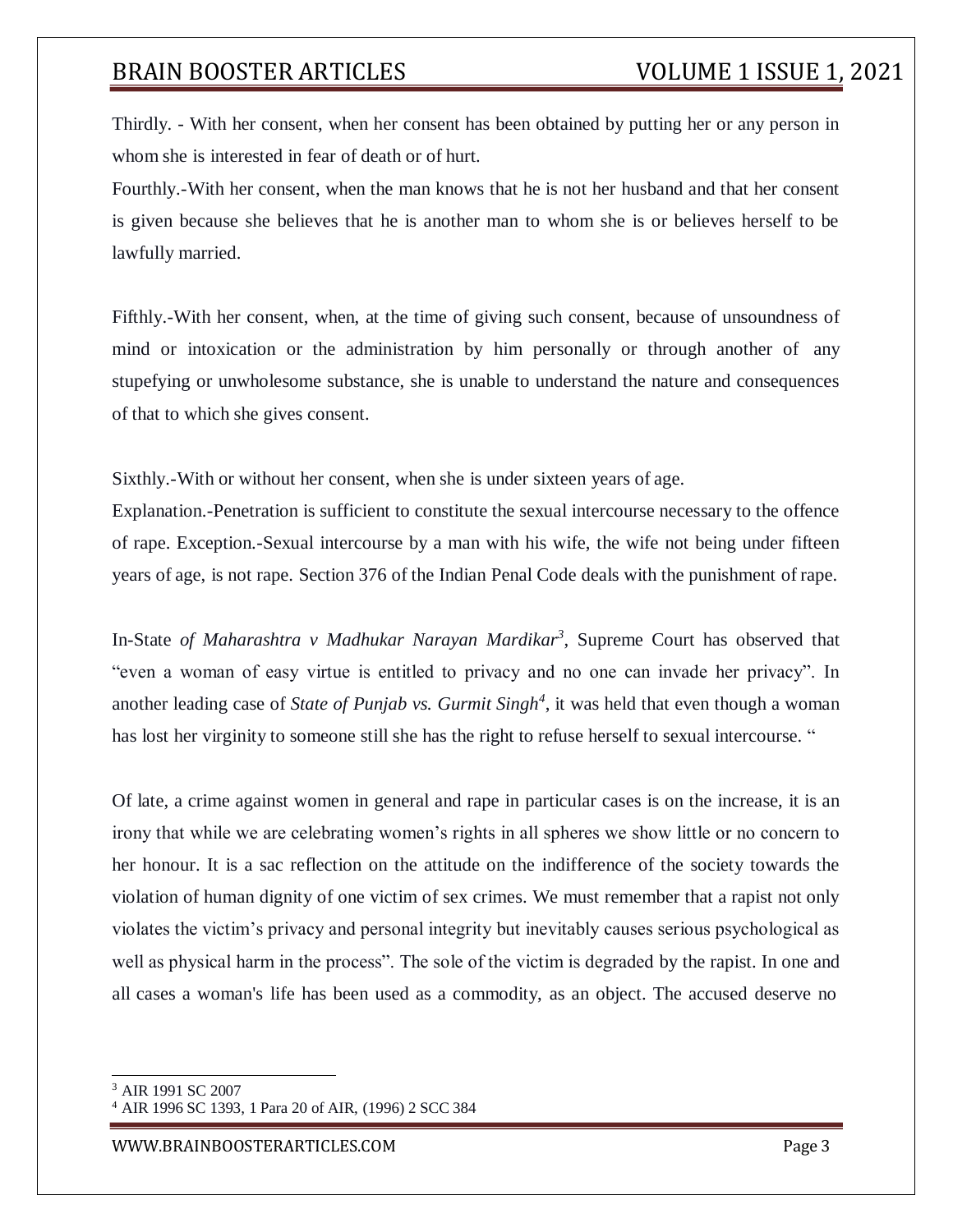Thirdly. - With her consent, when her consent has been obtained by putting her or any person in whom she is interested in fear of death or of hurt.

Fourthly.-With her consent, when the man knows that he is not her husband and that her consent is given because she believes that he is another man to whom she is or believes herself to be lawfully married.

Fifthly.-With her consent, when, at the time of giving such consent, because of unsoundness of mind or intoxication or the administration by him personally or through another of any stupefying or unwholesome substance, she is unable to understand the nature and consequences of that to which she gives consent.

Sixthly.-With or without her consent, when she is under sixteen years of age.

Explanation.-Penetration is sufficient to constitute the sexual intercourse necessary to the offence of rape. Exception.-Sexual intercourse by a man with his wife, the wife not being under fifteen years of age, is not rape. Section 376 of the Indian Penal Code deals with the punishment of rape.

In-State *of Maharashtra v Madhukar Narayan Mardikar*[3], Supreme Court has observed that "even a woman of easy virtue is entitled to privacy and no one can invade her privacy". In another leading case of *State of Punjab vs. Gurmit Singh*[4], it was held that even though a woman has lost her virginity to someone still she has the right to refuse herself to sexual intercourse. "

Of late, a crime against women in general and rape in particular cases is on the increase, it is an irony that while we are celebrating women's rights in all spheres we show little or no concern to her honour. It is a sac reflection on the attitude on the indifference of the society towards the violation of human dignity of one victim of sex crimes. We must remember that a rapist not only violates the victim's privacy and personal integrity but inevitably causes serious psychological as well as physical harm in the process". The sole of the victim is degraded by the rapist. In one and all cases a woman's life has been used as a commodity, as an object. The accused deserve no

---

[3] AIR 1991 SC 2007

[4] AIR 1996 SC 1393, 1 Para 20 of AIR, (1996) 2 SCC 384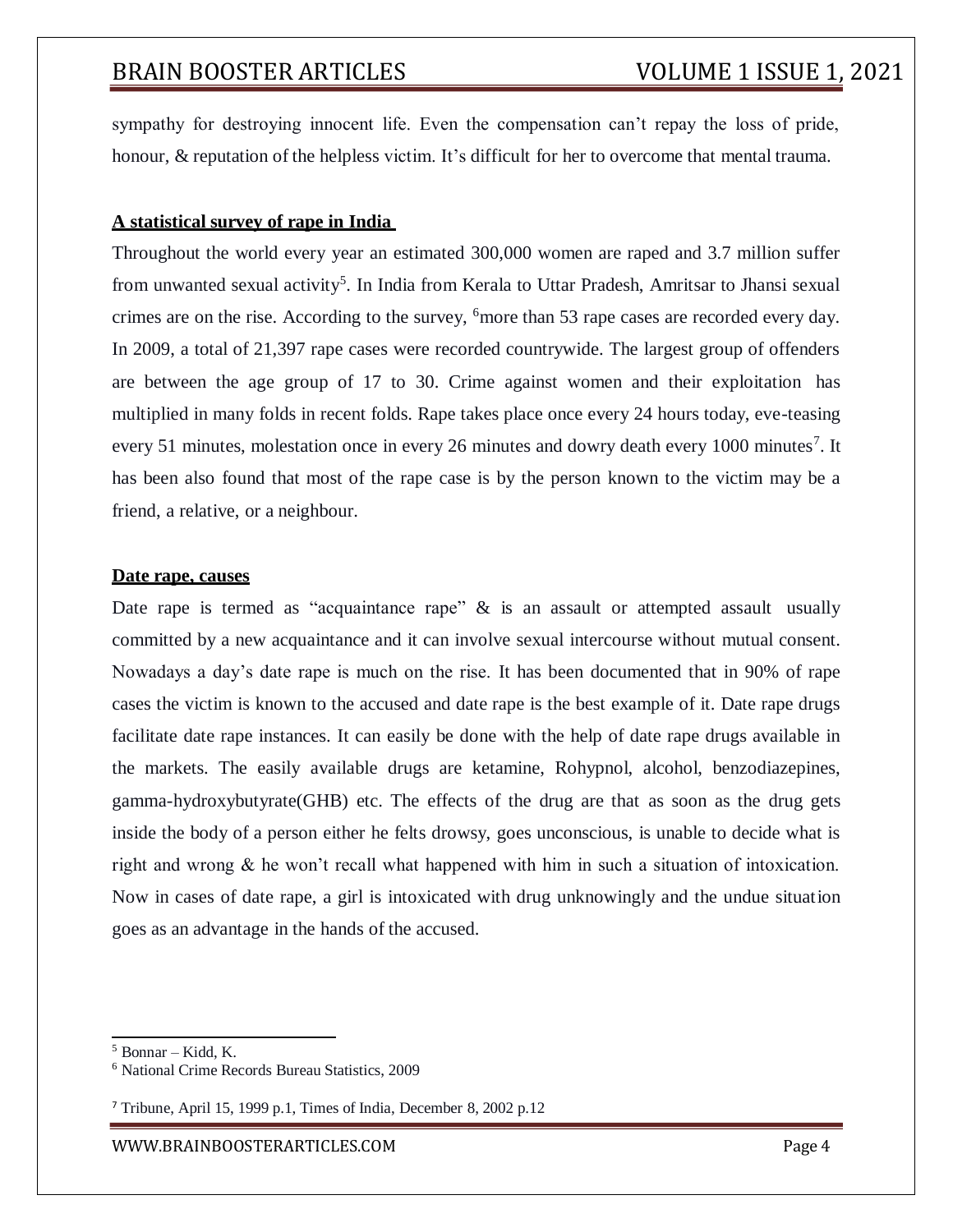sympathy for destroying innocent life. Even the compensation can't repay the loss of pride, honour, & reputation of the helpless victim. It's difficult for her to overcome that mental trauma.

**A statistical survey of rape in India**

Throughout the world every year an estimated 300,000 women are raped and 3.7 million suffer from unwanted sexual activity[5]. In India from Kerala to Uttar Pradesh, Amritsar to Jhansi sexual crimes are on the rise. According to the survey, [6]more than 53 rape cases are recorded every day. In 2009, a total of 21,397 rape cases were recorded countrywide. The largest group of offenders are between the age group of 17 to 30. Crime against women and their exploitation has multiplied in many folds in recent folds. Rape takes place once every 24 hours today, eve-teasing every 51 minutes, molestation once in every 26 minutes and dowry death every 1000 minutes[7]. It has been also found that most of the rape case is by the person known to the victim may be a friend, a relative, or a neighbour.

**Date rape, causes**

Date rape is termed as "acquaintance rape" & is an assault or attempted assault usually committed by a new acquaintance and it can involve sexual intercourse without mutual consent. Nowadays a day's date rape is much on the rise. It has been documented that in 90% of rape cases the victim is known to the accused and date rape is the best example of it. Date rape drugs facilitate date rape instances. It can easily be done with the help of date rape drugs available in the markets. The easily available drugs are ketamine, Rohypnol, alcohol, benzodiazepines, gamma-hydroxybutyrate(GHB) etc. The effects of the drug are that as soon as the drug gets inside the body of a person either he felts drowsy, goes unconscious, is unable to decide what is right and wrong & he won't recall what happened with him in such a situation of intoxication. Now in cases of date rape, a girl is intoxicated with drug unknowingly and the undue situation goes as an advantage in the hands of the accused.

---

[5] Bonnar – Kidd, K.

[6] National Crime Records Bureau Statistics, 2009

[7] Tribune, April 15, 1999 p.1, Times of India, December 8, 2002 p.12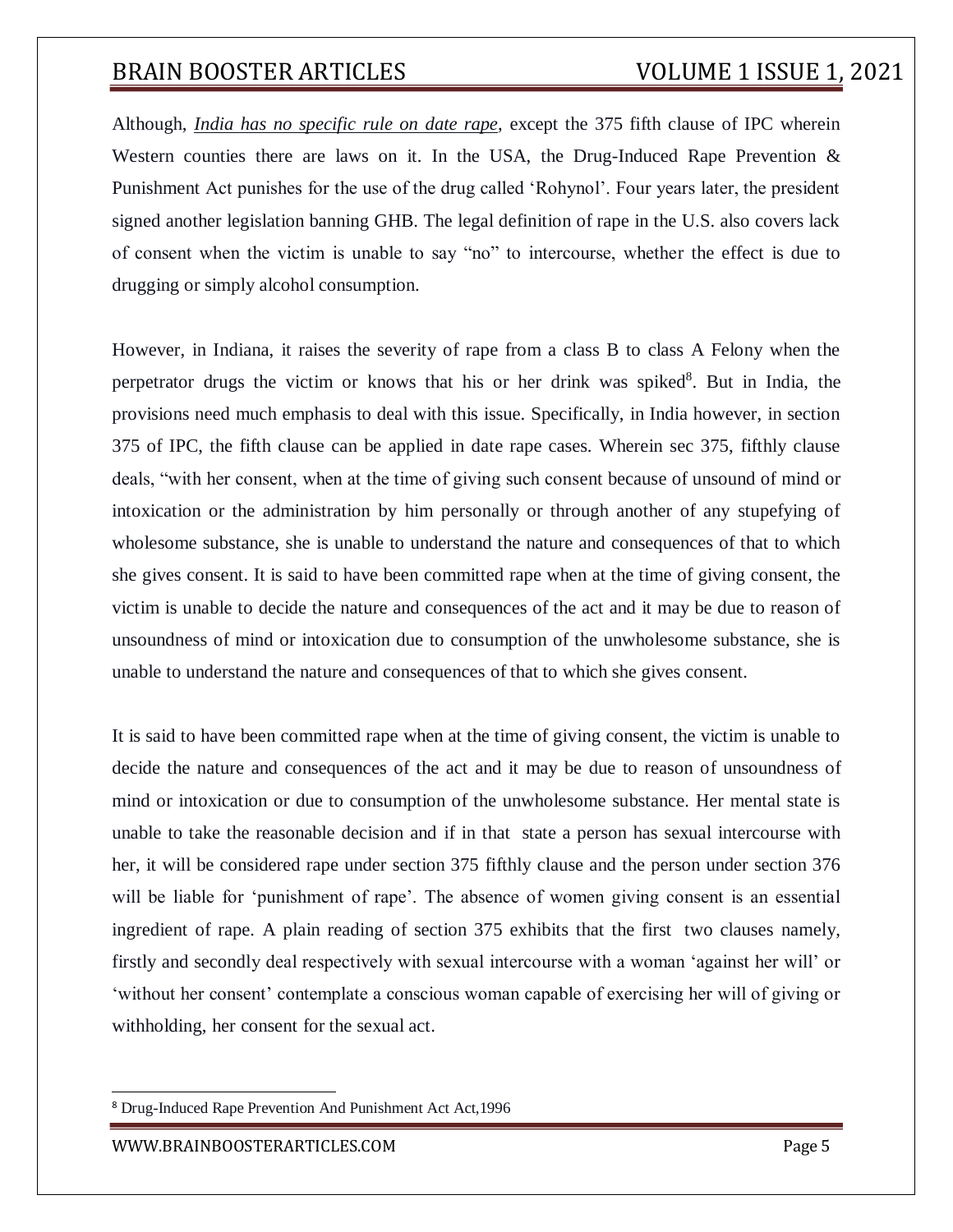Although, ***India has no specific rule on date rape***, except the 375 fifth clause of IPC wherein Western counties there are laws on it. In the USA, the Drug-Induced Rape Prevention & Punishment Act punishes for the use of the drug called 'Rohynol'. Four years later, the president signed another legislation banning GHB. The legal definition of rape in the U.S. also covers lack of consent when the victim is unable to say "no" to intercourse, whether the effect is due to drugging or simply alcohol consumption.

However, in Indiana, it raises the severity of rape from a class B to class A Felony when the perpetrator drugs the victim or knows that his or her drink was spiked[8]. But in India, the provisions need much emphasis to deal with this issue. Specifically, in India however, in section 375 of IPC, the fifth clause can be applied in date rape cases. Wherein sec 375, fifthly clause deals, "with her consent, when at the time of giving such consent because of unsound of mind or intoxication or the administration by him personally or through another of any stupefying of wholesome substance, she is unable to understand the nature and consequences of that to which she gives consent. It is said to have been committed rape when at the time of giving consent, the victim is unable to decide the nature and consequences of the act and it may be due to reason of unsoundness of mind or intoxication due to consumption of the unwholesome substance, she is unable to understand the nature and consequences of that to which she gives consent.

It is said to have been committed rape when at the time of giving consent, the victim is unable to decide the nature and consequences of the act and it may be due to reason of unsoundness of mind or intoxication or due to consumption of the unwholesome substance. Her mental state is unable to take the reasonable decision and if in that state a person has sexual intercourse with her, it will be considered rape under section 375 fifthly clause and the person under section 376 will be liable for 'punishment of rape'. The absence of women giving consent is an essential ingredient of rape. A plain reading of section 375 exhibits that the first two clauses namely, firstly and secondly deal respectively with sexual intercourse with a woman 'against her will' or 'without her consent' contemplate a conscious woman capable of exercising her will of giving or withholding, her consent for the sexual act.

---

[8] Drug-Induced Rape Prevention And Punishment Act Act,1996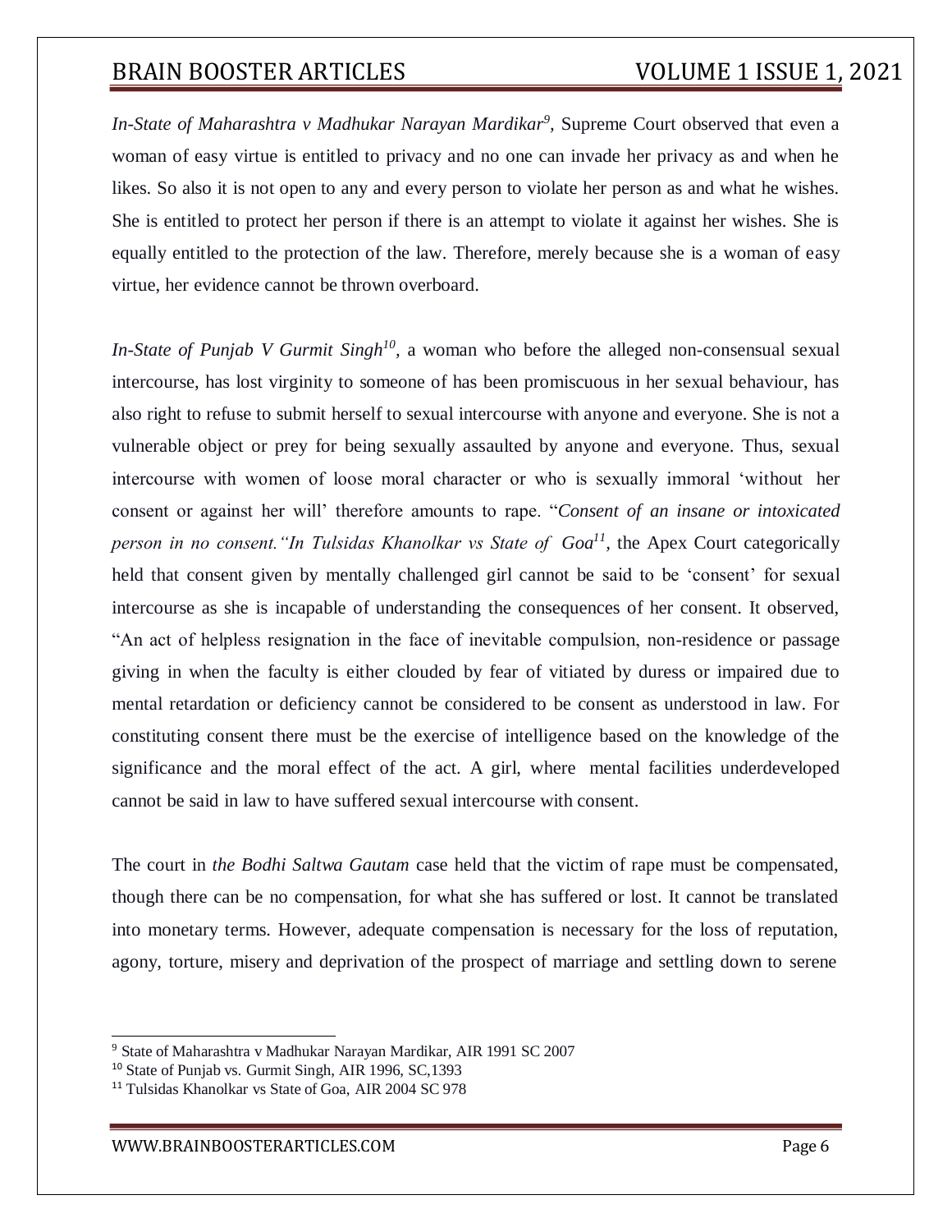*In-State of Maharashtra v Madhukar Narayan Mardikar*[9], Supreme Court observed that even a woman of easy virtue is entitled to privacy and no one can invade her privacy as and when he likes. So also it is not open to any and every person to violate her person as and what he wishes. She is entitled to protect her person if there is an attempt to violate it against her wishes. She is equally entitled to the protection of the law. Therefore, merely because she is a woman of easy virtue, her evidence cannot be thrown overboard.

*In-State of Punjab V Gurmit Singh*[10], a woman who before the alleged non-consensual sexual intercourse, has lost virginity to someone of has been promiscuous in her sexual behaviour, has also right to refuse to submit herself to sexual intercourse with anyone and everyone. She is not a vulnerable object or prey for being sexually assaulted by anyone and everyone. Thus, sexual intercourse with women of loose moral character or who is sexually immoral 'without her consent or against her will' therefore amounts to rape. "*Consent of an insane or intoxicated person in no consent."In Tulsidas Khanolkar vs State of Goa*[11], the Apex Court categorically held that consent given by mentally challenged girl cannot be said to be 'consent' for sexual intercourse as she is incapable of understanding the consequences of her consent. It observed, "An act of helpless resignation in the face of inevitable compulsion, non-residence or passage giving in when the faculty is either clouded by fear of vitiated by duress or impaired due to mental retardation or deficiency cannot be considered to be consent as understood in law. For constituting consent there must be the exercise of intelligence based on the knowledge of the significance and the moral effect of the act. A girl, where mental facilities underdeveloped cannot be said in law to have suffered sexual intercourse with consent.

The court in *the Bodhi Saltwa Gautam* case held that the victim of rape must be compensated, though there can be no compensation, for what she has suffered or lost. It cannot be translated into monetary terms. However, adequate compensation is necessary for the loss of reputation, agony, torture, misery and deprivation of the prospect of marriage and settling down to serene

---

[9] State of Maharashtra v Madhukar Narayan Mardikar, AIR 1991 SC 2007

[10] State of Punjab vs. Gurmit Singh, AIR 1996, SC,1393

[11] Tulsidas Khanolkar vs State of Goa, AIR 2004 SC 978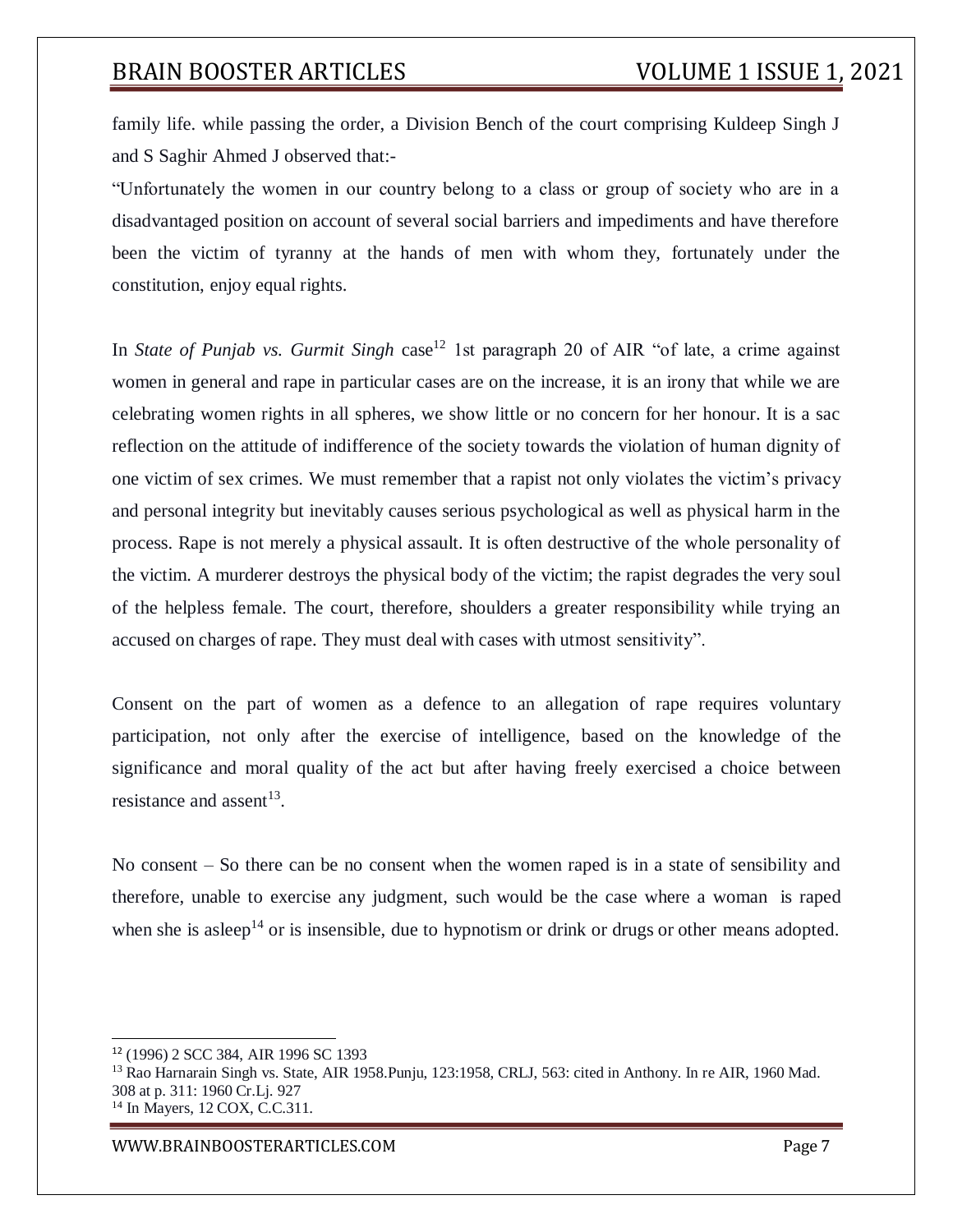family life. while passing the order, a Division Bench of the court comprising Kuldeep Singh J and S Saghir Ahmed J observed that:-

"Unfortunately the women in our country belong to a class or group of society who are in a disadvantaged position on account of several social barriers and impediments and have therefore been the victim of tyranny at the hands of men with whom they, fortunately under the constitution, enjoy equal rights.

In *State of Punjab vs. Gurmit Singh* case[12] 1st paragraph 20 of AIR "of late, a crime against women in general and rape in particular cases are on the increase, it is an irony that while we are celebrating women rights in all spheres, we show little or no concern for her honour. It is a sac reflection on the attitude of indifference of the society towards the violation of human dignity of one victim of sex crimes. We must remember that a rapist not only violates the victim's privacy and personal integrity but inevitably causes serious psychological as well as physical harm in the process. Rape is not merely a physical assault. It is often destructive of the whole personality of the victim. A murderer destroys the physical body of the victim; the rapist degrades the very soul of the helpless female. The court, therefore, shoulders a greater responsibility while trying an accused on charges of rape. They must deal with cases with utmost sensitivity".

Consent on the part of women as a defence to an allegation of rape requires voluntary participation, not only after the exercise of intelligence, based on the knowledge of the significance and moral quality of the act but after having freely exercised a choice between resistance and assent[13].

No consent – So there can be no consent when the women raped is in a state of sensibility and therefore, unable to exercise any judgment, such would be the case where a woman is raped when she is asleep[14] or is insensible, due to hypnotism or drink or drugs or other means adopted.

---

[12] (1996) 2 SCC 384, AIR 1996 SC 1393

[13] Rao Harnarain Singh vs. State, AIR 1958.Punju, 123:1958, CRLJ, 563: cited in Anthony. In re AIR, 1960 Mad. 308 at p. 311: 1960 Cr.Lj. 927

[14] In Mayers, 12 COX, C.C.311.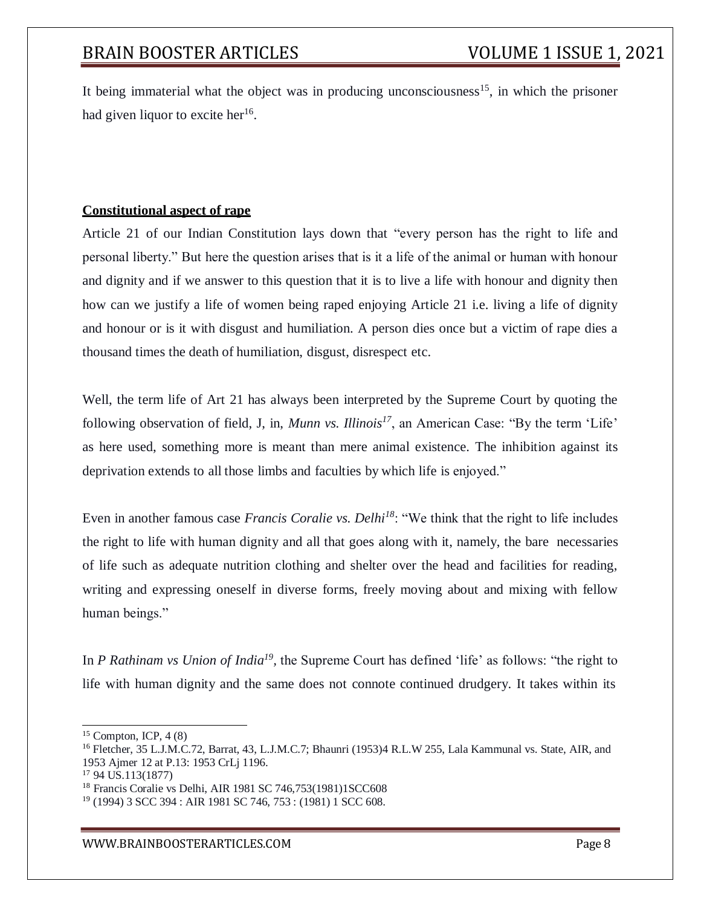It being immaterial what the object was in producing unconsciousness[15], in which the prisoner had given liquor to excite her[16].

**Constitutional aspect of rape**

Article 21 of our Indian Constitution lays down that "every person has the right to life and personal liberty." But here the question arises that is it a life of the animal or human with honour and dignity and if we answer to this question that it is to live a life with honour and dignity then how can we justify a life of women being raped enjoying Article 21 i.e. living a life of dignity and honour or is it with disgust and humiliation. A person dies once but a victim of rape dies a thousand times the death of humiliation, disgust, disrespect etc.

Well, the term life of Art 21 has always been interpreted by the Supreme Court by quoting the following observation of field, J, in, *Munn vs. Illinois*[17], an American Case: "By the term 'Life' as here used, something more is meant than mere animal existence. The inhibition against its deprivation extends to all those limbs and faculties by which life is enjoyed."

Even in another famous case *Francis Coralie vs. Delhi*[18]: "We think that the right to life includes the right to life with human dignity and all that goes along with it, namely, the bare necessaries of life such as adequate nutrition clothing and shelter over the head and facilities for reading, writing and expressing oneself in diverse forms, freely moving about and mixing with fellow human beings."

In *P Rathinam vs Union of India*[19], the Supreme Court has defined 'life' as follows: "the right to life with human dignity and the same does not connote continued drudgery. It takes within its

---

[15] Compton, ICP, 4 (8)

[16] Fletcher, 35 L.J.M.C.72, Barrat, 43, L.J.M.C.7; Bhaunri (1953)4 R.L.W 255, Lala Kammunal vs. State, AIR, and 1953 Ajmer 12 at P.13: 1953 CrLj 1196.

[17] 94 US.113(1877)

[18] Francis Coralie vs Delhi, AIR 1981 SC 746,753(1981)1SCC608

[19] (1994) 3 SCC 394 : AIR 1981 SC 746, 753 : (1981) 1 SCC 608.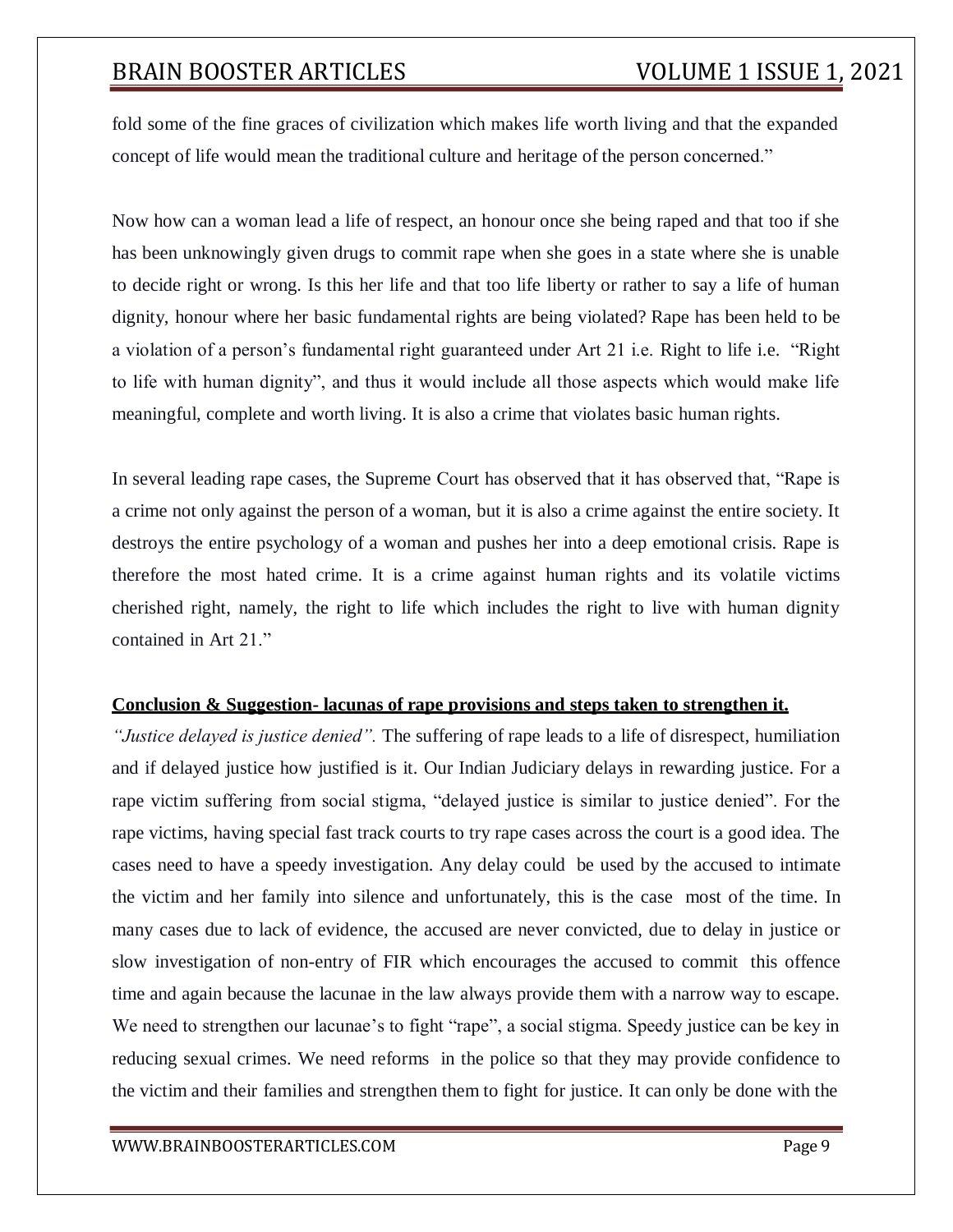fold some of the fine graces of civilization which makes life worth living and that the expanded concept of life would mean the traditional culture and heritage of the person concerned."

Now how can a woman lead a life of respect, an honour once she being raped and that too if she has been unknowingly given drugs to commit rape when she goes in a state where she is unable to decide right or wrong. Is this her life and that too life liberty or rather to say a life of human dignity, honour where her basic fundamental rights are being violated? Rape has been held to be a violation of a person's fundamental right guaranteed under Art 21 i.e. Right to life i.e. "Right to life with human dignity", and thus it would include all those aspects which would make life meaningful, complete and worth living. It is also a crime that violates basic human rights.

In several leading rape cases, the Supreme Court has observed that it has observed that, "Rape is a crime not only against the person of a woman, but it is also a crime against the entire society. It destroys the entire psychology of a woman and pushes her into a deep emotional crisis. Rape is therefore the most hated crime. It is a crime against human rights and its volatile victims cherished right, namely, the right to life which includes the right to live with human dignity contained in Art 21."

**Conclusion & Suggestion- lacunas of rape provisions and steps taken to strengthen it.**

*"Justice delayed is justice denied".* The suffering of rape leads to a life of disrespect, humiliation and if delayed justice how justified is it. Our Indian Judiciary delays in rewarding justice. For a rape victim suffering from social stigma, "delayed justice is similar to justice denied". For the rape victims, having special fast track courts to try rape cases across the court is a good idea. The cases need to have a speedy investigation. Any delay could be used by the accused to intimate the victim and her family into silence and unfortunately, this is the case most of the time. In many cases due to lack of evidence, the accused are never convicted, due to delay in justice or slow investigation of non-entry of FIR which encourages the accused to commit this offence time and again because the lacunae in the law always provide them with a narrow way to escape. We need to strengthen our lacunae's to fight "rape", a social stigma. Speedy justice can be key in reducing sexual crimes. We need reforms in the police so that they may provide confidence to the victim and their families and strengthen them to fight for justice. It can only be done with the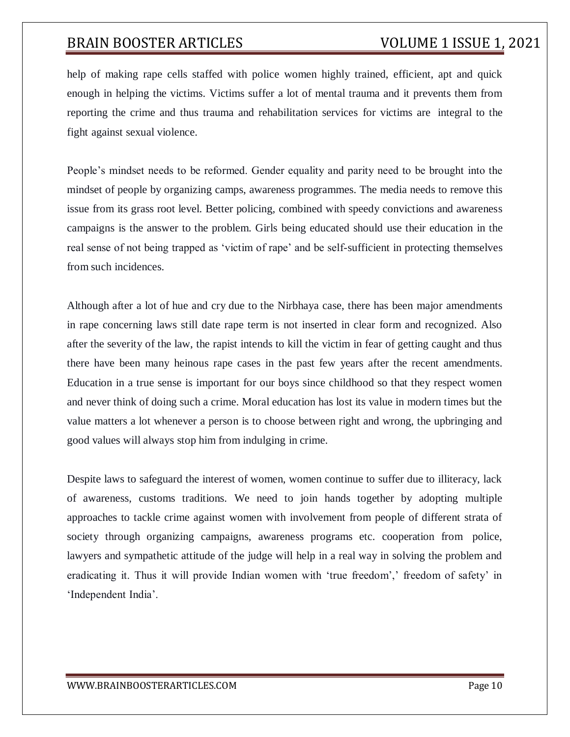help of making rape cells staffed with police women highly trained, efficient, apt and quick enough in helping the victims. Victims suffer a lot of mental trauma and it prevents them from reporting the crime and thus trauma and rehabilitation services for victims are integral to the fight against sexual violence.

People's mindset needs to be reformed. Gender equality and parity need to be brought into the mindset of people by organizing camps, awareness programmes. The media needs to remove this issue from its grass root level. Better policing, combined with speedy convictions and awareness campaigns is the answer to the problem. Girls being educated should use their education in the real sense of not being trapped as 'victim of rape' and be self-sufficient in protecting themselves from such incidences.

Although after a lot of hue and cry due to the Nirbhaya case, there has been major amendments in rape concerning laws still date rape term is not inserted in clear form and recognized. Also after the severity of the law, the rapist intends to kill the victim in fear of getting caught and thus there have been many heinous rape cases in the past few years after the recent amendments. Education in a true sense is important for our boys since childhood so that they respect women and never think of doing such a crime. Moral education has lost its value in modern times but the value matters a lot whenever a person is to choose between right and wrong, the upbringing and good values will always stop him from indulging in crime.

Despite laws to safeguard the interest of women, women continue to suffer due to illiteracy, lack of awareness, customs traditions. We need to join hands together by adopting multiple approaches to tackle crime against women with involvement from people of different strata of society through organizing campaigns, awareness programs etc. cooperation from police, lawyers and sympathetic attitude of the judge will help in a real way in solving the problem and eradicating it. Thus it will provide Indian women with 'true freedom',' freedom of safety' in 'Independent India'.